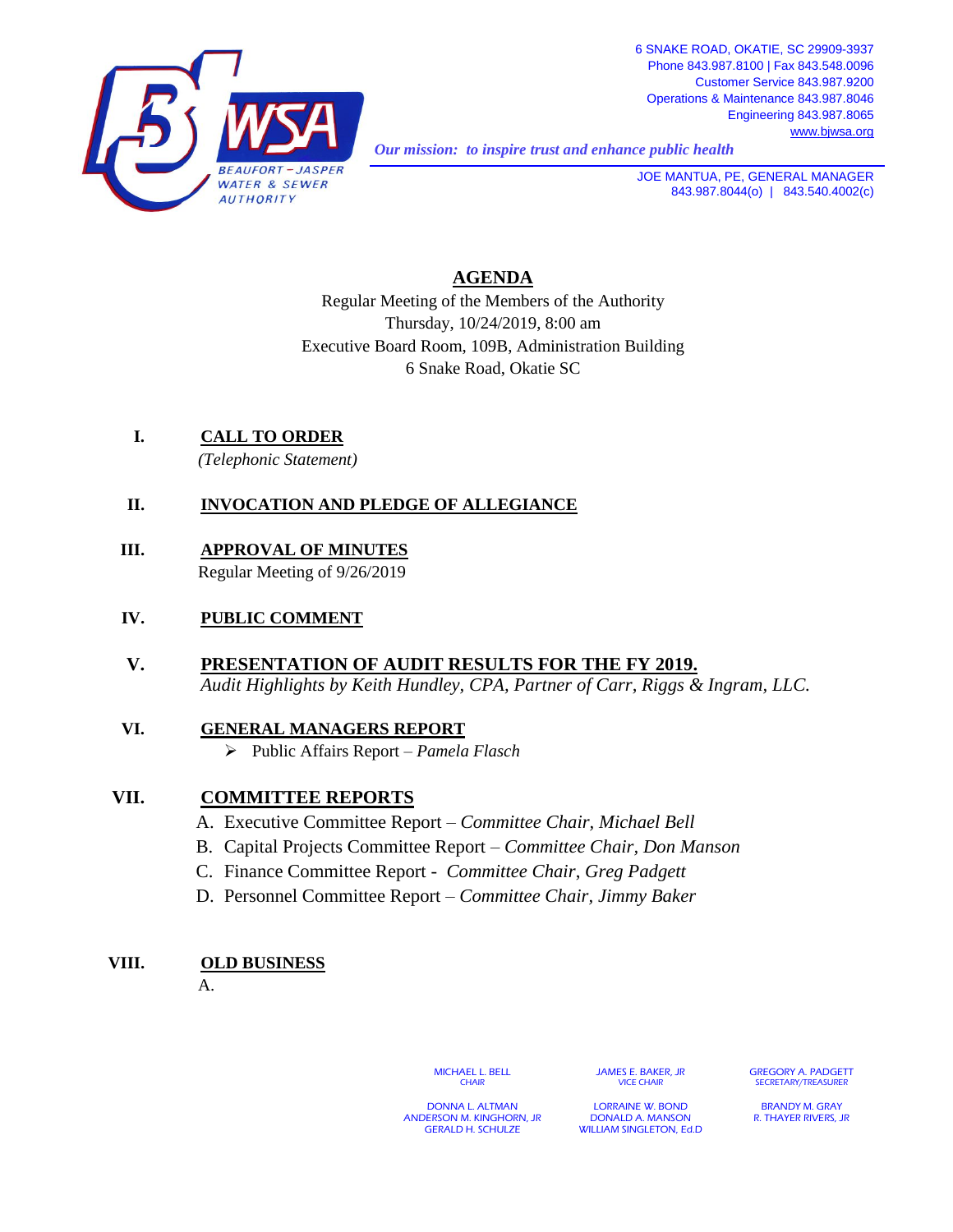BEAUFORT – JASPER WATER & SEWER AUTHORITY

6 SNAKE ROAD, OKATIE, SC 29909-3937
Phone 843.987.8100 | Fax 843.548.0096
Customer Service 843.987.9200
Operations & Maintenance 843.987.8046
Engineering 843.987.8065
www.bjwsa.org

*Our mission: to inspire trust and enhance public health*

JOE MANTUA, PE, GENERAL MANAGER
843.987.8044(o) | 843.540.4002(c)

# AGENDA

Regular Meeting of the Members of the Authority
Thursday, 10/24/2019, 8:00 am
Executive Board Room, 109B, Administration Building
6 Snake Road, Okatie SC

**I. CALL TO ORDER**

*(Telephonic Statement)*

**II. INVOCATION AND PLEDGE OF ALLEGIANCE**

**III. APPROVAL OF MINUTES**

Regular Meeting of 9/26/2019

**IV. PUBLIC COMMENT**

**V. PRESENTATION OF AUDIT RESULTS FOR THE FY 2019.**

*Audit Highlights by Keith Hundley, CPA, Partner of Carr, Riggs & Ingram, LLC.*

**VI. GENERAL MANAGERS REPORT**

- Public Affairs Report – *Pamela Flasch*

**VII. COMMITTEE REPORTS**

A. Executive Committee Report – *Committee Chair, Michael Bell*
B. Capital Projects Committee Report – *Committee Chair, Don Manson*
C. Finance Committee Report - *Committee Chair*, *Greg Padgett*
D. Personnel Committee Report – *Committee Chair, Jimmy Baker*

**VIII. OLD BUSINESS**

A.

MICHAEL L. BELL, CHAIR
JAMES E. BAKER, JR, VICE CHAIR
GREGORY A. PADGETT, SECRETARY/TREASURER

DONNA L. ALTMAN
ANDERSON M. KINGHORN, JR
GERALD H. SCHULZE
LORRAINE W. BOND
DONALD A. MANSON
WILLIAM SINGLETON, Ed.D
BRANDY M. GRAY
R. THAYER RIVERS, JR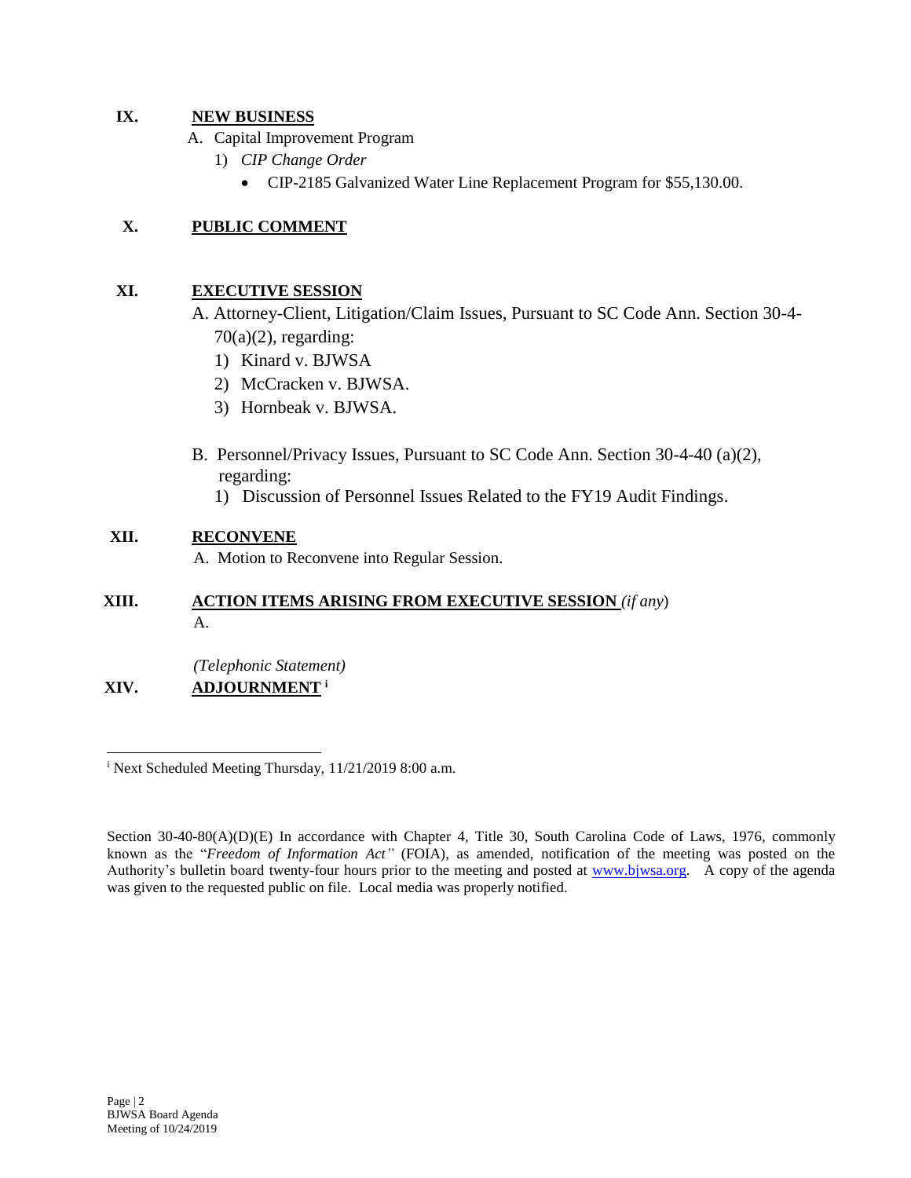## IX. NEW BUSINESS

A. Capital Improvement Program

1) *CIP Change Order*

- CIP-2185 Galvanized Water Line Replacement Program for $55,130.00.

## X. PUBLIC COMMENT

## XI. EXECUTIVE SESSION

A. Attorney-Client, Litigation/Claim Issues, Pursuant to SC Code Ann. Section 30-4-70(a)(2), regarding:

1) Kinard v. BJWSA
2) McCracken v. BJWSA.
3) Hornbeak v. BJWSA.

B. Personnel/Privacy Issues, Pursuant to SC Code Ann. Section 30-4-40 (a)(2), regarding:

1) Discussion of Personnel Issues Related to the FY19 Audit Findings.

## XII. RECONVENE

A. Motion to Reconvene into Regular Session.

## XIII. ACTION ITEMS ARISING FROM EXECUTIVE SESSION *(if any)*

A.

*(Telephonic Statement)*

## XIV. ADJOURNMENT [i]

---

[i] Next Scheduled Meeting Thursday, 11/21/2019 8:00 a.m.

Section 30-40-80(A)(D)(E) In accordance with Chapter 4, Title 30, South Carolina Code of Laws, 1976, commonly known as the "*Freedom of Information Act"* (FOIA), as amended, notification of the meeting was posted on the Authority's bulletin board twenty-four hours prior to the meeting and posted at www.bjwsa.org. A copy of the agenda was given to the requested public on file. Local media was properly notified.